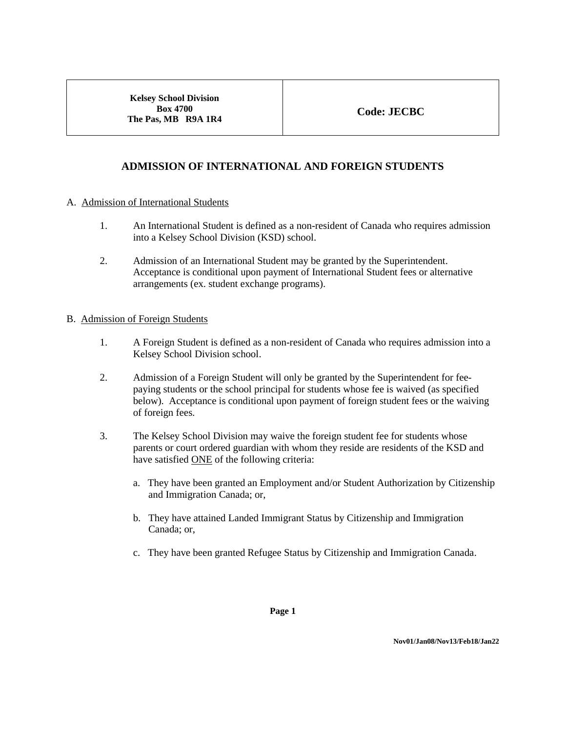| Kelsey School Division<br>Box 4700<br>The Pas, MB R9A 1R4 | Code: JECBC |
|---|---|

# ADMISSION OF INTERNATIONAL AND FOREIGN STUDENTS

A. Admission of International Students

1. An International Student is defined as a non-resident of Canada who requires admission into a Kelsey School Division (KSD) school.

2. Admission of an International Student may be granted by the Superintendent. Acceptance is conditional upon payment of International Student fees or alternative arrangements (ex. student exchange programs).

B. Admission of Foreign Students

1. A Foreign Student is defined as a non-resident of Canada who requires admission into a Kelsey School Division school.

2. Admission of a Foreign Student will only be granted by the Superintendent for fee-paying students or the school principal for students whose fee is waived (as specified below). Acceptance is conditional upon payment of foreign student fees or the waiving of foreign fees.

3. The Kelsey School Division may waive the foreign student fee for students whose parents or court ordered guardian with whom they reside are residents of the KSD and have satisfied ONE of the following criteria:

   a. They have been granted an Employment and/or Student Authorization by Citizenship and Immigration Canada; or,

   b. They have attained Landed Immigrant Status by Citizenship and Immigration Canada; or,

   c. They have been granted Refugee Status by Citizenship and Immigration Canada.

Nov01/Jan08/Nov13/Feb18/Jan22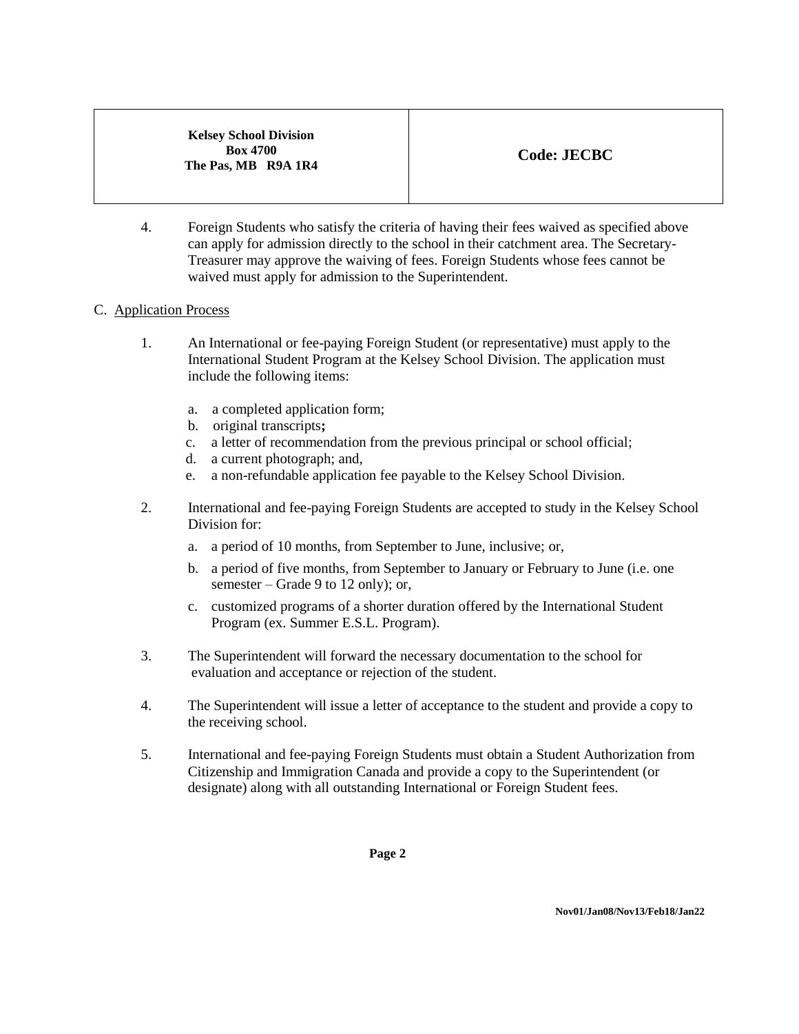4. Foreign Students who satisfy the criteria of having their fees waived as specified above can apply for admission directly to the school in their catchment area. The Secretary-Treasurer may approve the waiving of fees. Foreign Students whose fees cannot be waived must apply for admission to the Superintendent.

C. Application Process

1. An International or fee-paying Foreign Student (or representative) must apply to the International Student Program at the Kelsey School Division. The application must include the following items:

   a. a completed application form;
   b. original transcripts**;**
   c. a letter of recommendation from the previous principal or school official;
   d. a current photograph; and,
   e. a non-refundable application fee payable to the Kelsey School Division.

2. International and fee-paying Foreign Students are accepted to study in the Kelsey School Division for:

   a. a period of 10 months, from September to June, inclusive; or,
   b. a period of five months, from September to January or February to June (i.e. one semester – Grade 9 to 12 only); or,
   c. customized programs of a shorter duration offered by the International Student Program (ex. Summer E.S.L. Program).

3. The Superintendent will forward the necessary documentation to the school for evaluation and acceptance or rejection of the student.

4. The Superintendent will issue a letter of acceptance to the student and provide a copy to the receiving school.

5. International and fee-paying Foreign Students must obtain a Student Authorization from Citizenship and Immigration Canada and provide a copy to the Superintendent (or designate) along with all outstanding International or Foreign Student fees.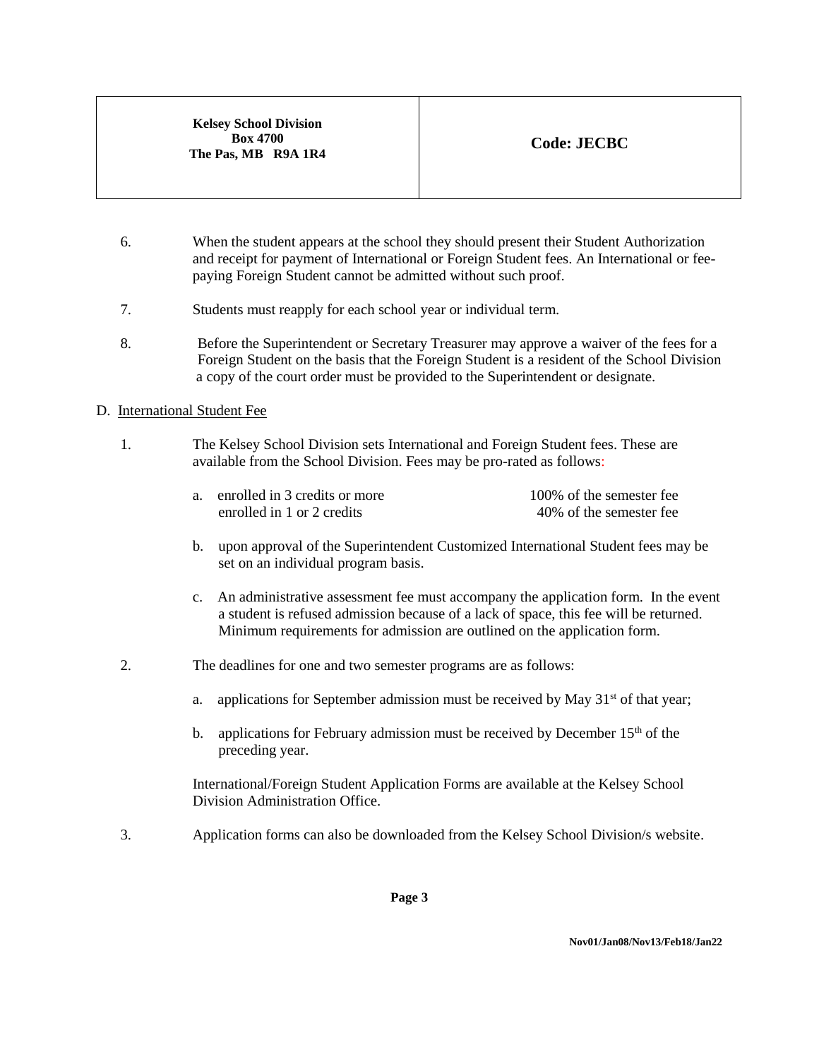6. When the student appears at the school they should present their Student Authorization and receipt for payment of International or Foreign Student fees. An International or fee-paying Foreign Student cannot be admitted without such proof.

7. Students must reapply for each school year or individual term.

8. Before the Superintendent or Secretary Treasurer may approve a waiver of the fees for a Foreign Student on the basis that the Foreign Student is a resident of the School Division a copy of the court order must be provided to the Superintendent or designate.

D. International Student Fee

1. The Kelsey School Division sets International and Foreign Student fees. These are available from the School Division. Fees may be pro-rated as follows:

   a. enrolled in 3 credits or more — 100% of the semester fee
      enrolled in 1 or 2 credits — 40% of the semester fee

   b. upon approval of the Superintendent Customized International Student fees may be set on an individual program basis.

   c. An administrative assessment fee must accompany the application form. In the event a student is refused admission because of a lack of space, this fee will be returned. Minimum requirements for admission are outlined on the application form.

2. The deadlines for one and two semester programs are as follows:

   a. applications for September admission must be received by May 31st of that year;

   b. applications for February admission must be received by December 15th of the preceding year.

   International/Foreign Student Application Forms are available at the Kelsey School Division Administration Office.

3. Application forms can also be downloaded from the Kelsey School Division/s website.

Nov01/Jan08/Nov13/Feb18/Jan22